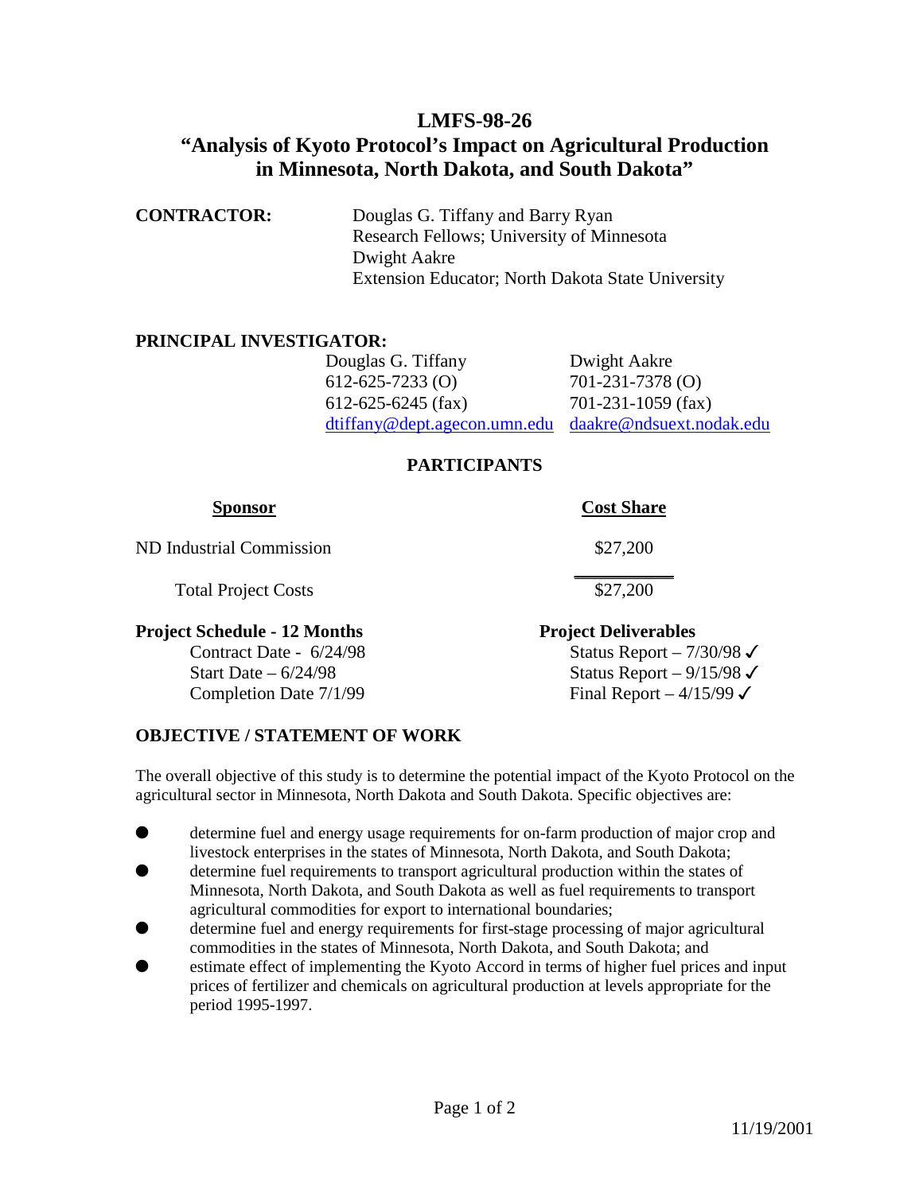# LMFS-98-26

# "Analysis of Kyoto Protocol's Impact on Agricultural Production in Minnesota, North Dakota, and South Dakota"

**CONTRACTOR:**

Douglas G. Tiffany and Barry Ryan
Research Fellows; University of Minnesota
Dwight Aakre
Extension Educator; North Dakota State University

**PRINCIPAL INVESTIGATOR:**

| Douglas G. Tiffany | Dwight Aakre |
|---|---|
| 612-625-7233 (O) | 701-231-7378 (O) |
| 612-625-6245 (fax) | 701-231-1059 (fax) |
| dtiffany@dept.agecon.umn.edu | daakre@ndsuext.nodak.edu |

## PARTICIPANTS

| Sponsor | Cost Share |
|---|---|
| ND Industrial Commission | $27,200 |
| Total Project Costs | $27,200 |

**Project Schedule - 12 Months**

Contract Date - 6/24/98
Start Date – 6/24/98
Completion Date 7/1/99

**Project Deliverables**

Status Report – 7/30/98 ✓
Status Report – 9/15/98 ✓
Final Report – 4/15/99 ✓

## OBJECTIVE / STATEMENT OF WORK

The overall objective of this study is to determine the potential impact of the Kyoto Protocol on the agricultural sector in Minnesota, North Dakota and South Dakota. Specific objectives are:

- determine fuel and energy usage requirements for on-farm production of major crop and livestock enterprises in the states of Minnesota, North Dakota, and South Dakota;
- determine fuel requirements to transport agricultural production within the states of Minnesota, North Dakota, and South Dakota as well as fuel requirements to transport agricultural commodities for export to international boundaries;
- determine fuel and energy requirements for first-stage processing of major agricultural commodities in the states of Minnesota, North Dakota, and South Dakota; and
- estimate effect of implementing the Kyoto Accord in terms of higher fuel prices and input prices of fertilizer and chemicals on agricultural production at levels appropriate for the period 1995-1997.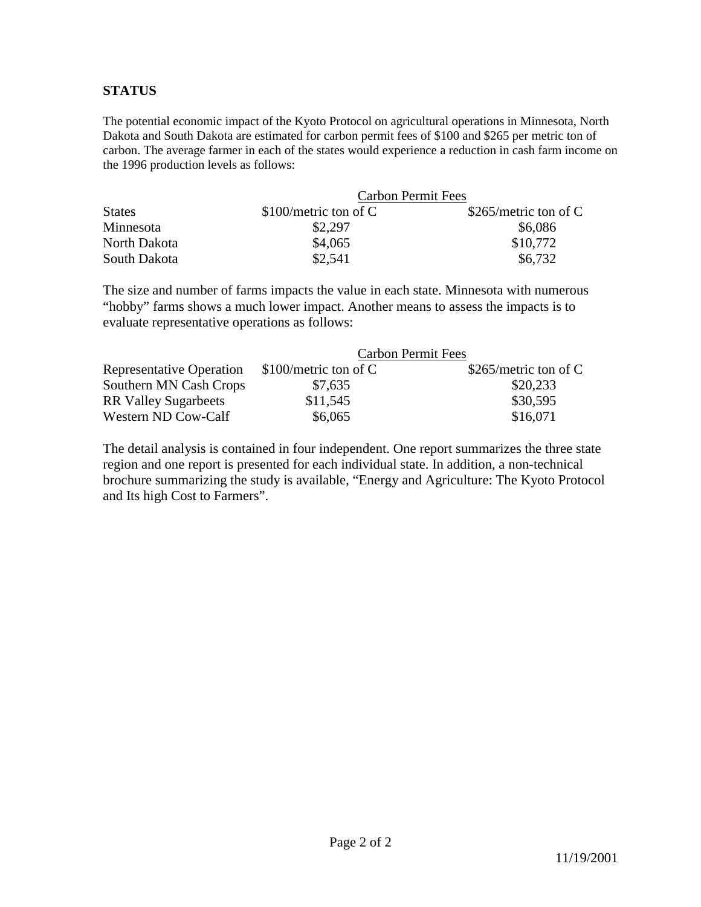**STATUS**

The potential economic impact of the Kyoto Protocol on agricultural operations in Minnesota, North Dakota and South Dakota are estimated for carbon permit fees of $100 and $265 per metric ton of carbon. The average farmer in each of the states would experience a reduction in cash farm income on the 1996 production levels as follows:

| | Carbon Permit Fees | |
|---|---|---|
| States | $100/metric ton of C | $265/metric ton of C |
| Minnesota | $2,297 | $6,086 |
| North Dakota | $4,065 | $10,772 |
| South Dakota | $2,541 | $6,732 |

The size and number of farms impacts the value in each state. Minnesota with numerous "hobby" farms shows a much lower impact. Another means to assess the impacts is to evaluate representative operations as follows:

| | Carbon Permit Fees | |
|---|---|---|
| Representative Operation | $100/metric ton of C | $265/metric ton of C |
| Southern MN Cash Crops | $7,635 | $20,233 |
| RR Valley Sugarbeets | $11,545 | $30,595 |
| Western ND Cow-Calf | $6,065 | $16,071 |

The detail analysis is contained in four independent. One report summarizes the three state region and one report is presented for each individual state. In addition, a non-technical brochure summarizing the study is available, "Energy and Agriculture: The Kyoto Protocol and Its high Cost to Farmers".

11/19/2001